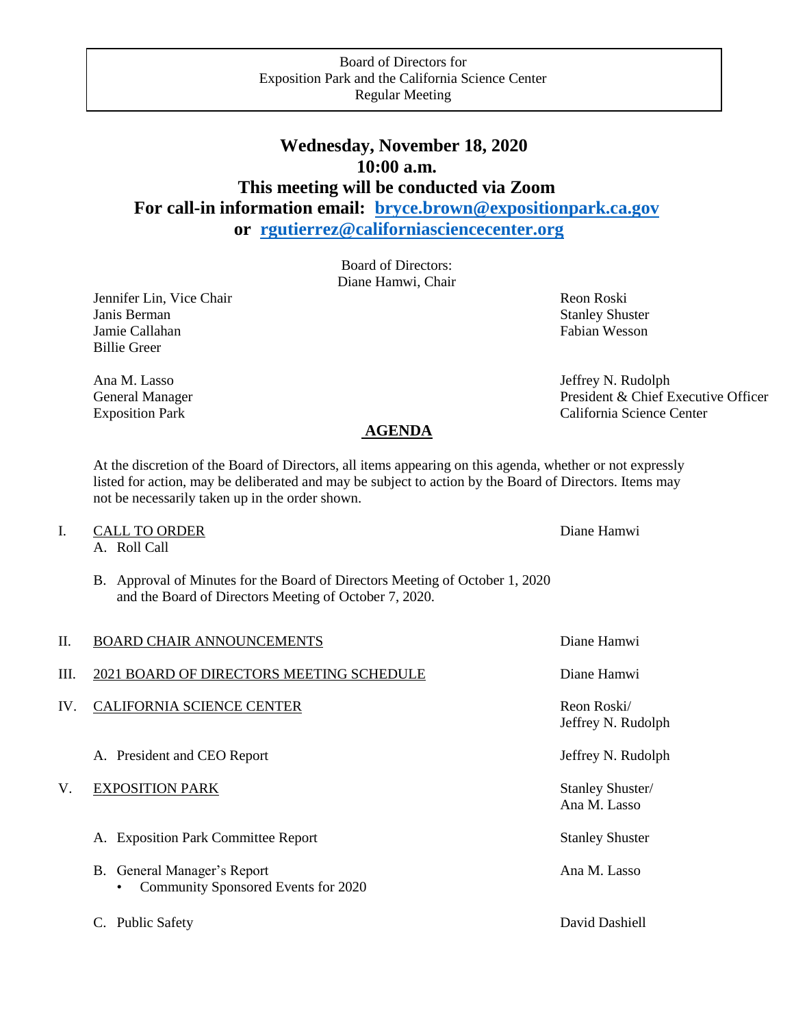Board of Directors for
Exposition Park and the California Science Center
Regular Meeting

# Wednesday, November 18, 2020
# 10:00 a.m.
# This meeting will be conducted via Zoom
# For call-in information email: [bryce.brown@expositionpark.ca.gov](mailto:bryce.brown@expositionpark.ca.gov) or [rgutierrez@californiasciencecenter.org](mailto:rgutierrez@californiasciencecenter.org)

Board of Directors:
Diane Hamwi, Chair

Jennifer Lin, Vice Chair
Janis Berman
Jamie Callahan
Billie Greer
Reon Roski
Stanley Shuster
Fabian Wesson

Ana M. Lasso
General Manager
Exposition Park

Jeffrey N. Rudolph
President & Chief Executive Officer
California Science Center

## AGENDA

At the discretion of the Board of Directors, all items appearing on this agenda, whether or not expressly listed for action, may be deliberated and may be subject to action by the Board of Directors. Items may not be necessarily taken up in the order shown.

I. CALL TO ORDER — Diane Hamwi
   A. Roll Call
   B. Approval of Minutes for the Board of Directors Meeting of October 1, 2020 and the Board of Directors Meeting of October 7, 2020.

II. BOARD CHAIR ANNOUNCEMENTS — Diane Hamwi

III. 2021 BOARD OF DIRECTORS MEETING SCHEDULE — Diane Hamwi

IV. CALIFORNIA SCIENCE CENTER — Reon Roski/ Jeffrey N. Rudolph
   A. President and CEO Report — Jeffrey N. Rudolph

V. EXPOSITION PARK — Stanley Shuster/ Ana M. Lasso
   A. Exposition Park Committee Report — Stanley Shuster
   B. General Manager's Report — Ana M. Lasso
      - Community Sponsored Events for 2020
   C. Public Safety — David Dashiell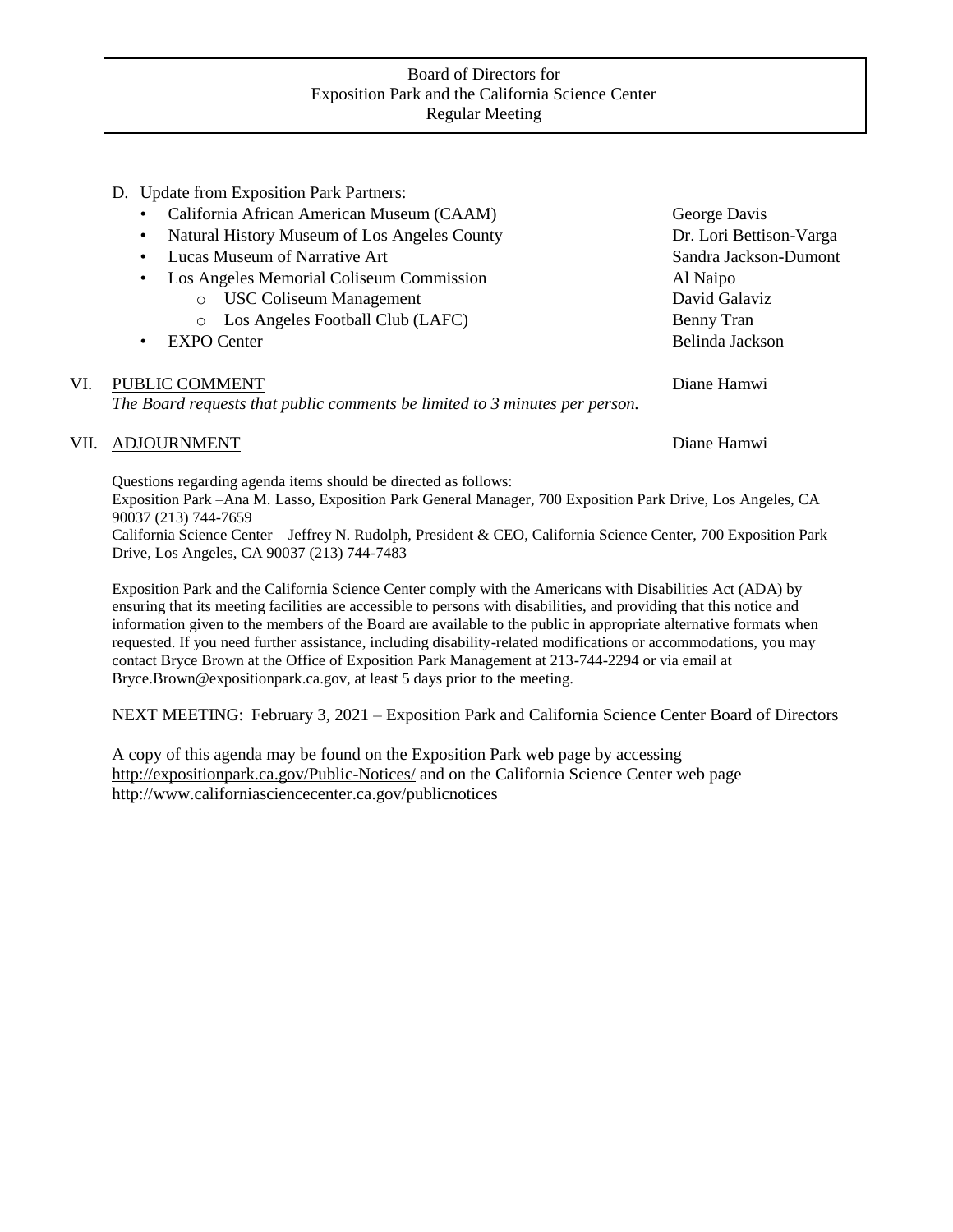Board of Directors for
Exposition Park and the California Science Center
Regular Meeting

D. Update from Exposition Park Partners:
   - California African American Museum (CAAM) — George Davis
   - Natural History Museum of Los Angeles County — Dr. Lori Bettison-Varga
   - Lucas Museum of Narrative Art — Sandra Jackson-Dumont
   - Los Angeles Memorial Coliseum Commission — Al Naipo
     - USC Coliseum Management — David Galaviz
     - Los Angeles Football Club (LAFC) — Benny Tran
   - EXPO Center — Belinda Jackson

VI. PUBLIC COMMENT — Diane Hamwi

*The Board requests that public comments be limited to 3 minutes per person.*

VII. ADJOURNMENT — Diane Hamwi

Questions regarding agenda items should be directed as follows:
Exposition Park –Ana M. Lasso, Exposition Park General Manager, 700 Exposition Park Drive, Los Angeles, CA 90037 (213) 744-7659
California Science Center – Jeffrey N. Rudolph, President & CEO, California Science Center, 700 Exposition Park Drive, Los Angeles, CA 90037 (213) 744-7483

Exposition Park and the California Science Center comply with the Americans with Disabilities Act (ADA) by ensuring that its meeting facilities are accessible to persons with disabilities, and providing that this notice and information given to the members of the Board are available to the public in appropriate alternative formats when requested. If you need further assistance, including disability-related modifications or accommodations, you may contact Bryce Brown at the Office of Exposition Park Management at 213-744-2294 or via email at Bryce.Brown@expositionpark.ca.gov, at least 5 days prior to the meeting.

NEXT MEETING: February 3, 2021 – Exposition Park and California Science Center Board of Directors

A copy of this agenda may be found on the Exposition Park web page by accessing http://expositionpark.ca.gov/Public-Notices/ and on the California Science Center web page http://www.californiasciencecenter.ca.gov/publicnotices